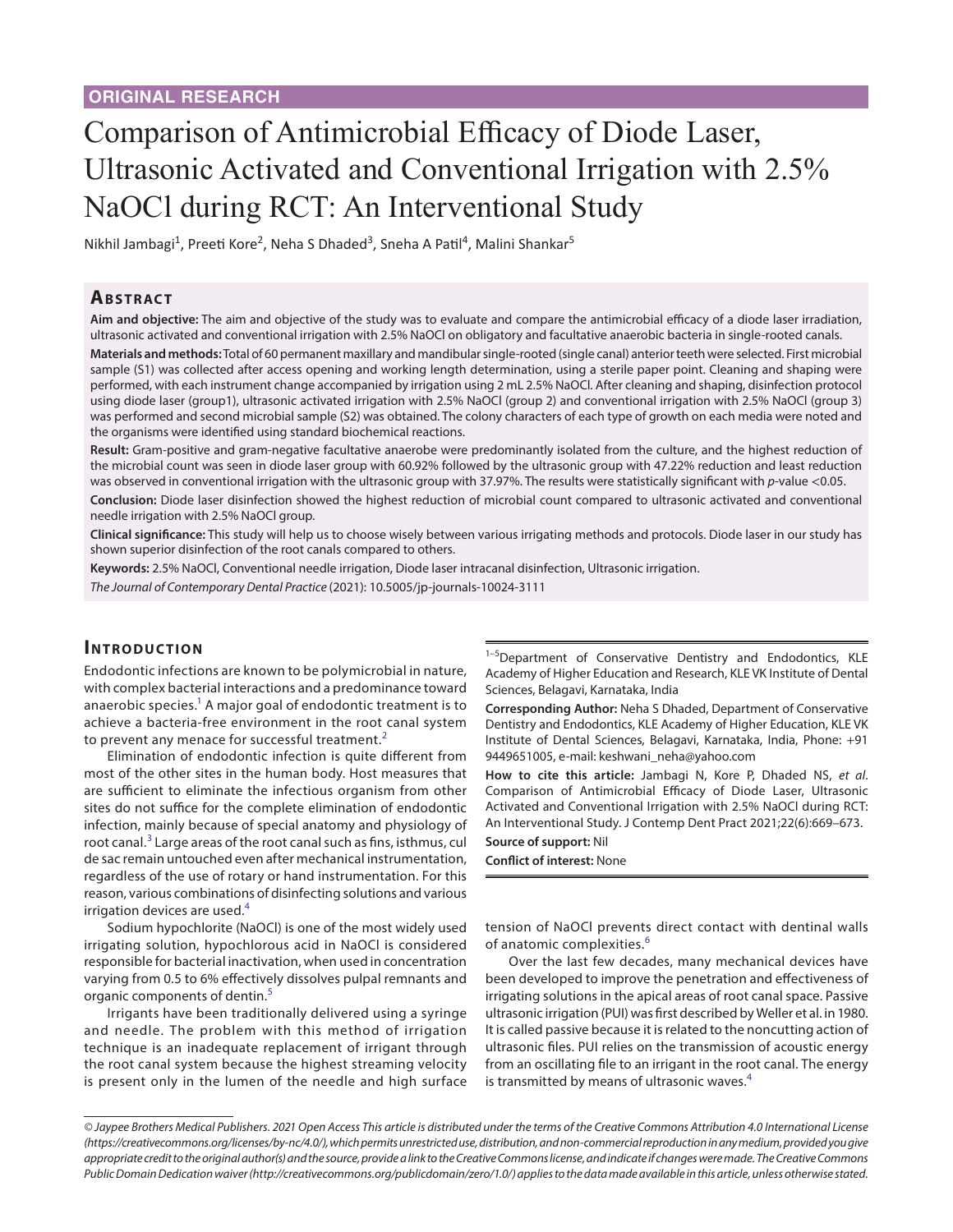ORIGINAL RESEARCH

# Comparison of Antimicrobial Efficacy of Diode Laser, Ultrasonic Activated and Conventional Irrigation with 2.5% NaOCl during RCT: An Interventional Study

Nikhil Jambagi[1], Preeti Kore[2], Neha S Dhaded[3], Sneha A Patil[4], Malini Shankar[5]

## Abstract

**Aim and objective:** The aim and objective of the study was to evaluate and compare the antimicrobial efficacy of a diode laser irradiation, ultrasonic activated and conventional irrigation with 2.5% NaOCl on obligatory and facultative anaerobic bacteria in single-rooted canals.

**Materials and methods:** Total of 60 permanent maxillary and mandibular single-rooted (single canal) anterior teeth were selected. First microbial sample (S1) was collected after access opening and working length determination, using a sterile paper point. Cleaning and shaping were performed, with each instrument change accompanied by irrigation using 2 mL 2.5% NaOCl. After cleaning and shaping, disinfection protocol using diode laser (group1), ultrasonic activated irrigation with 2.5% NaOCl (group 2) and conventional irrigation with 2.5% NaOCl (group 3) was performed and second microbial sample (S2) was obtained. The colony characters of each type of growth on each media were noted and the organisms were identified using standard biochemical reactions.

**Result:** Gram-positive and gram-negative facultative anaerobe were predominantly isolated from the culture, and the highest reduction of the microbial count was seen in diode laser group with 60.92% followed by the ultrasonic group with 47.22% reduction and least reduction was observed in conventional irrigation with the ultrasonic group with 37.97%. The results were statistically significant with *p*-value <0.05.

**Conclusion:** Diode laser disinfection showed the highest reduction of microbial count compared to ultrasonic activated and conventional needle irrigation with 2.5% NaOCl group.

**Clinical significance:** This study will help us to choose wisely between various irrigating methods and protocols. Diode laser in our study has shown superior disinfection of the root canals compared to others.

**Keywords:** 2.5% NaOCl, Conventional needle irrigation, Diode laser intracanal disinfection, Ultrasonic irrigation.

*The Journal of Contemporary Dental Practice* (2021): 10.5005/jp-journals-10024-3111

[1–5]Department of Conservative Dentistry and Endodontics, KLE Academy of Higher Education and Research, KLE VK Institute of Dental Sciences, Belagavi, Karnataka, India

**Corresponding Author:** Neha S Dhaded, Department of Conservative Dentistry and Endodontics, KLE Academy of Higher Education, KLE VK Institute of Dental Sciences, Belagavi, Karnataka, India, Phone: +91 9449651005, e-mail: keshwani_neha@yahoo.com

**How to cite this article:** Jambagi N, Kore P, Dhaded NS, *et al*. Comparison of Antimicrobial Efficacy of Diode Laser, Ultrasonic Activated and Conventional Irrigation with 2.5% NaOCl during RCT: An Interventional Study. J Contemp Dent Pract 2021;22(6):669–673.

**Source of support:** Nil

**Conflict of interest:** None

## Introduction

Endodontic infections are known to be polymicrobial in nature, with complex bacterial interactions and a predominance toward anaerobic species.[1] A major goal of endodontic treatment is to achieve a bacteria-free environment in the root canal system to prevent any menace for successful treatment.[2]

Elimination of endodontic infection is quite different from most of the other sites in the human body. Host measures that are sufficient to eliminate the infectious organism from other sites do not suffice for the complete elimination of endodontic infection, mainly because of special anatomy and physiology of root canal.[3] Large areas of the root canal such as fins, isthmus, cul de sac remain untouched even after mechanical instrumentation, regardless of the use of rotary or hand instrumentation. For this reason, various combinations of disinfecting solutions and various irrigation devices are used.[4]

Sodium hypochlorite (NaOCl) is one of the most widely used irrigating solution, hypochlorous acid in NaOCl is considered responsible for bacterial inactivation, when used in concentration varying from 0.5 to 6% effectively dissolves pulpal remnants and organic components of dentin.[5]

Irrigants have been traditionally delivered using a syringe and needle. The problem with this method of irrigation technique is an inadequate replacement of irrigant through the root canal system because the highest streaming velocity is present only in the lumen of the needle and high surface tension of NaOCl prevents direct contact with dentinal walls of anatomic complexities.[6]

Over the last few decades, many mechanical devices have been developed to improve the penetration and effectiveness of irrigating solutions in the apical areas of root canal space. Passive ultrasonic irrigation (PUI) was first described by Weller et al. in 1980. It is called passive because it is related to the noncutting action of ultrasonic files. PUI relies on the transmission of acoustic energy from an oscillating file to an irrigant in the root canal. The energy is transmitted by means of ultrasonic waves.[4]

*© Jaypee Brothers Medical Publishers. 2021 Open Access This article is distributed under the terms of the Creative Commons Attribution 4.0 International License (https://creativecommons.org/licenses/by-nc/4.0/), which permits unrestricted use, distribution, and non-commercial reproduction in any medium, provided you give appropriate credit to the original author(s) and the source, provide a link to the Creative Commons license, and indicate if changes were made. The Creative Commons Public Domain Dedication waiver (http://creativecommons.org/publicdomain/zero/1.0/) applies to the data made available in this article, unless otherwise stated.*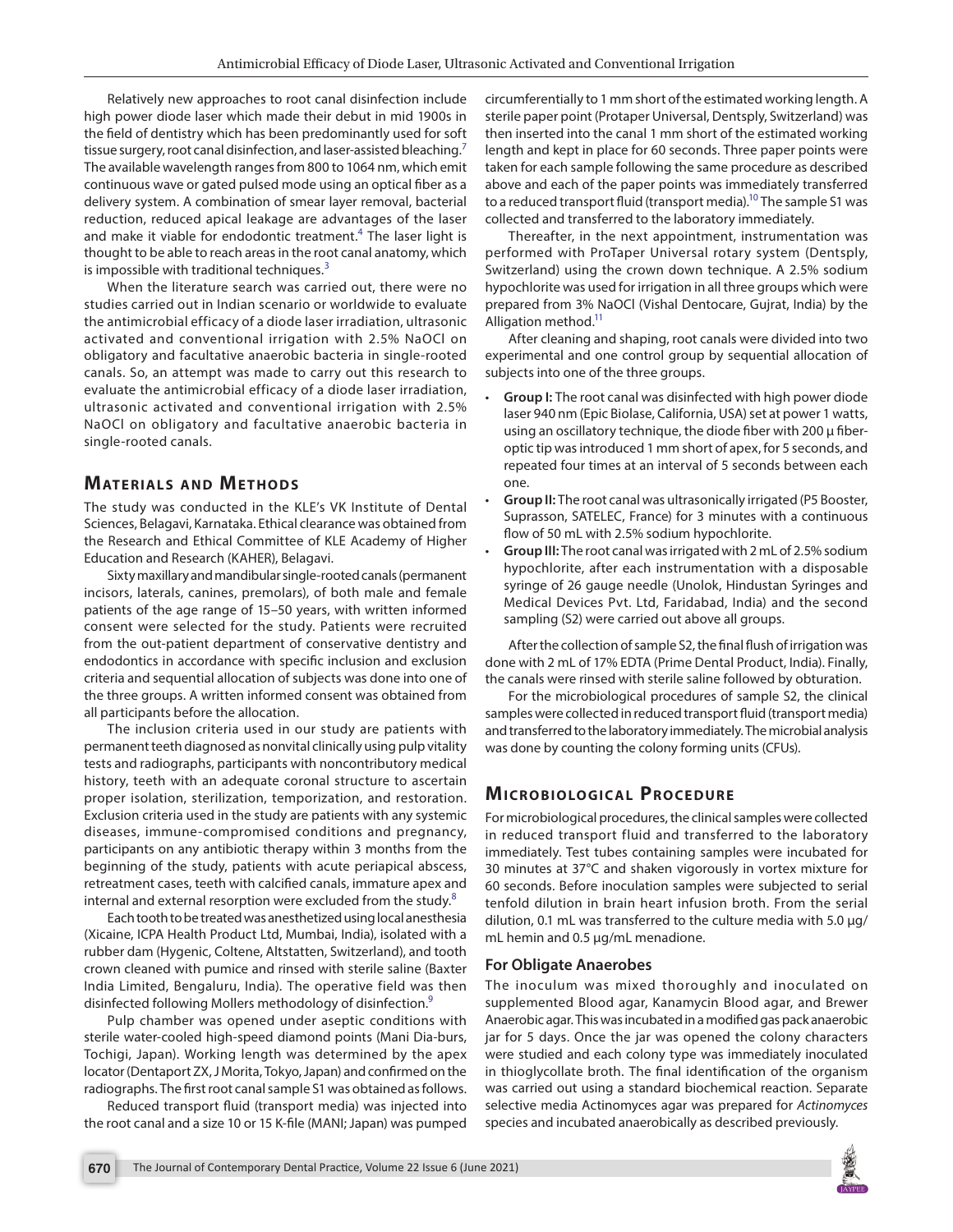Relatively new approaches to root canal disinfection include high power diode laser which made their debut in mid 1900s in the field of dentistry which has been predominantly used for soft tissue surgery, root canal disinfection, and laser-assisted bleaching.[7] The available wavelength ranges from 800 to 1064 nm, which emit continuous wave or gated pulsed mode using an optical fiber as a delivery system. A combination of smear layer removal, bacterial reduction, reduced apical leakage are advantages of the laser and make it viable for endodontic treatment.[4] The laser light is thought to be able to reach areas in the root canal anatomy, which is impossible with traditional techniques.[3]

When the literature search was carried out, there were no studies carried out in Indian scenario or worldwide to evaluate the antimicrobial efficacy of a diode laser irradiation, ultrasonic activated and conventional irrigation with 2.5% NaOCl on obligatory and facultative anaerobic bacteria in single-rooted canals. So, an attempt was made to carry out this research to evaluate the antimicrobial efficacy of a diode laser irradiation, ultrasonic activated and conventional irrigation with 2.5% NaOCl on obligatory and facultative anaerobic bacteria in single-rooted canals.

## Materials and Methods

The study was conducted in the KLE's VK Institute of Dental Sciences, Belagavi, Karnataka. Ethical clearance was obtained from the Research and Ethical Committee of KLE Academy of Higher Education and Research (KAHER), Belagavi.

Sixty maxillary and mandibular single-rooted canals (permanent incisors, laterals, canines, premolars), of both male and female patients of the age range of 15–50 years, with written informed consent were selected for the study. Patients were recruited from the out-patient department of conservative dentistry and endodontics in accordance with specific inclusion and exclusion criteria and sequential allocation of subjects was done into one of the three groups. A written informed consent was obtained from all participants before the allocation.

The inclusion criteria used in our study are patients with permanent teeth diagnosed as nonvital clinically using pulp vitality tests and radiographs, participants with noncontributory medical history, teeth with an adequate coronal structure to ascertain proper isolation, sterilization, temporization, and restoration. Exclusion criteria used in the study are patients with any systemic diseases, immune-compromised conditions and pregnancy, participants on any antibiotic therapy within 3 months from the beginning of the study, patients with acute periapical abscess, retreatment cases, teeth with calcified canals, immature apex and internal and external resorption were excluded from the study.[8]

Each tooth to be treated was anesthetized using local anesthesia (Xicaine, ICPA Health Product Ltd, Mumbai, India), isolated with a rubber dam (Hygenic, Coltene, Altstatten, Switzerland), and tooth crown cleaned with pumice and rinsed with sterile saline (Baxter India Limited, Bengaluru, India). The operative field was then disinfected following Mollers methodology of disinfection.[9]

Pulp chamber was opened under aseptic conditions with sterile water-cooled high-speed diamond points (Mani Dia-burs, Tochigi, Japan). Working length was determined by the apex locator (Dentaport ZX, J Morita, Tokyo, Japan) and confirmed on the radiographs. The first root canal sample S1 was obtained as follows.

Reduced transport fluid (transport media) was injected into the root canal and a size 10 or 15 K-file (MANI; Japan) was pumped circumferentially to 1 mm short of the estimated working length. A sterile paper point (Protaper Universal, Dentsply, Switzerland) was then inserted into the canal 1 mm short of the estimated working length and kept in place for 60 seconds. Three paper points were taken for each sample following the same procedure as described above and each of the paper points was immediately transferred to a reduced transport fluid (transport media).[10] The sample S1 was collected and transferred to the laboratory immediately.

Thereafter, in the next appointment, instrumentation was performed with ProTaper Universal rotary system (Dentsply, Switzerland) using the crown down technique. A 2.5% sodium hypochlorite was used for irrigation in all three groups which were prepared from 3% NaOCl (Vishal Dentocare, Gujrat, India) by the Alligation method.[11]

After cleaning and shaping, root canals were divided into two experimental and one control group by sequential allocation of subjects into one of the three groups.

- **Group I:** The root canal was disinfected with high power diode laser 940 nm (Epic Biolase, California, USA) set at power 1 watts, using an oscillatory technique, the diode fiber with 200 μ fiber-optic tip was introduced 1 mm short of apex, for 5 seconds, and repeated four times at an interval of 5 seconds between each one.
- **Group II:** The root canal was ultrasonically irrigated (P5 Booster, Suprasson, SATELEC, France) for 3 minutes with a continuous flow of 50 mL with 2.5% sodium hypochlorite.
- **Group III:** The root canal was irrigated with 2 mL of 2.5% sodium hypochlorite, after each instrumentation with a disposable syringe of 26 gauge needle (Unolok, Hindustan Syringes and Medical Devices Pvt. Ltd, Faridabad, India) and the second sampling (S2) were carried out above all groups.

After the collection of sample S2, the final flush of irrigation was done with 2 mL of 17% EDTA (Prime Dental Product, India). Finally, the canals were rinsed with sterile saline followed by obturation.

For the microbiological procedures of sample S2, the clinical samples were collected in reduced transport fluid (transport media) and transferred to the laboratory immediately. The microbial analysis was done by counting the colony forming units (CFUs).

## Microbiological Procedure

For microbiological procedures, the clinical samples were collected in reduced transport fluid and transferred to the laboratory immediately. Test tubes containing samples were incubated for 30 minutes at 37°C and shaken vigorously in vortex mixture for 60 seconds. Before inoculation samples were subjected to serial tenfold dilution in brain heart infusion broth. From the serial dilution, 0.1 mL was transferred to the culture media with 5.0 μg/mL hemin and 0.5 μg/mL menadione.

### For Obligate Anaerobes

The inoculum was mixed thoroughly and inoculated on supplemented Blood agar, Kanamycin Blood agar, and Brewer Anaerobic agar. This was incubated in a modified gas pack anaerobic jar for 5 days. Once the jar was opened the colony characters were studied and each colony type was immediately inoculated in thioglycollate broth. The final identification of the organism was carried out using a standard biochemical reaction. Separate selective media Actinomyces agar was prepared for *Actinomyces* species and incubated anaerobically as described previously.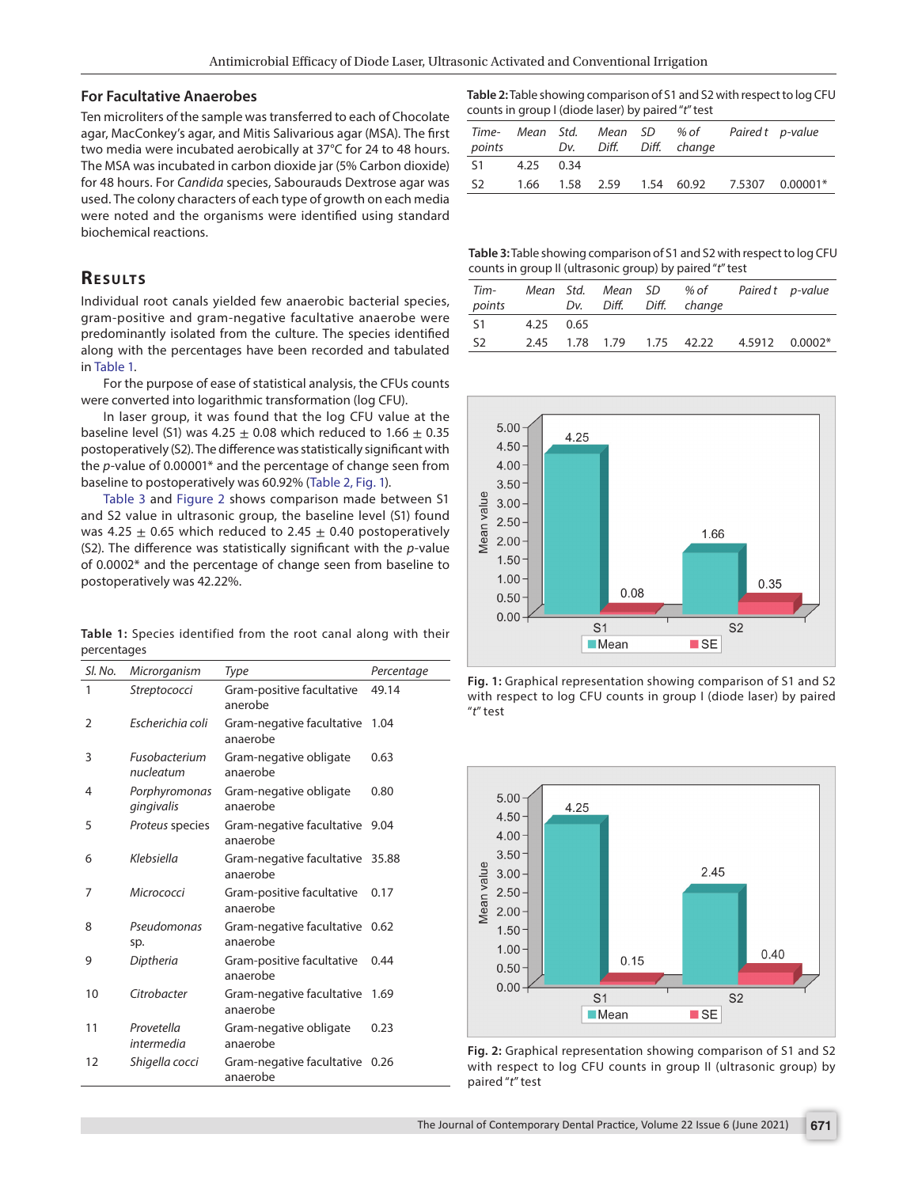### For Facultative Anaerobes

Ten microliters of the sample was transferred to each of Chocolate agar, MacConkey's agar, and Mitis Salivarious agar (MSA). The first two media were incubated aerobically at 37°C for 24 to 48 hours. The MSA was incubated in carbon dioxide jar (5% Carbon dioxide) for 48 hours. For *Candida* species, Sabourauds Dextrose agar was used. The colony characters of each type of growth on each media were noted and the organisms were identified using standard biochemical reactions.

## Results

Individual root canals yielded few anaerobic bacterial species, gram-positive and gram-negative facultative anaerobe were predominantly isolated from the culture. The species identified along with the percentages have been recorded and tabulated in Table 1.

For the purpose of ease of statistical analysis, the CFUs counts were converted into logarithmic transformation (log CFU).

In laser group, it was found that the log CFU value at the baseline level (S1) was $4.25 \pm 0.08$ which reduced to $1.66 \pm 0.35$ postoperatively (S2). The difference was statistically significant with the *p*-value of 0.00001* and the percentage of change seen from baseline to postoperatively was 60.92% (Table 2, Fig. 1).

Table 3 and Figure 2 shows comparison made between S1 and S2 value in ultrasonic group, the baseline level (S1) found was $4.25 \pm 0.65$ which reduced to $2.45 \pm 0.40$ postoperatively (S2). The difference was statistically significant with the *p*-value of 0.0002* and the percentage of change seen from baseline to postoperatively was 42.22%.

**Table 1:** Species identified from the root canal along with their percentages

| Sl. No. | Microrganism | Type | Percentage |
|---|---|---|---|
| 1 | *Streptococci* | Gram-positive facultative anerobe | 49.14 |
| 2 | *Escherichia coli* | Gram-negative facultative anaerobe | 1.04 |
| 3 | *Fusobacterium nucleatum* | Gram-negative obligate anaerobe | 0.63 |
| 4 | *Porphyromonas gingivalis* | Gram-negative obligate anaerobe | 0.80 |
| 5 | *Proteus* species | Gram-negative facultative anaerobe | 9.04 |
| 6 | *Klebsiella* | Gram-negative facultative anaerobe | 35.88 |
| 7 | *Micrococci* | Gram-positive facultative anaerobe | 0.17 |
| 8 | *Pseudomonas* sp. | Gram-negative facultative anaerobe | 0.62 |
| 9 | *Diptheria* | Gram-positive facultative anaerobe | 0.44 |
| 10 | *Citrobacter* | Gram-negative facultative anaerobe | 1.69 |
| 11 | *Provetella intermedia* | Gram-negative obligate anaerobe | 0.23 |
| 12 | *Shigella cocci* | Gram-negative facultative anaerobe | 0.26 |

**Table 2:** Table showing comparison of S1 and S2 with respect to log CFU counts in group I (diode laser) by paired "*t*" test

| Time-points | Mean | Std. Dv. | Mean Diff. | SD Diff. | % of change | Paired *t* | *p*-value |
|---|---|---|---|---|---|---|---|
| S1 | 4.25 | 0.34 | | | | | |
| S2 | 1.66 | 1.58 | 2.59 | 1.54 | 60.92 | 7.5307 | 0.00001* |

**Table 3:** Table showing comparison of S1 and S2 with respect to log CFU counts in group II (ultrasonic group) by paired "*t*" test

| Tim-points | Mean | Std. Dv. | Mean Diff. | SD Diff. | % of change | Paired *t* | *p*-value |
|---|---|---|---|---|---|---|---|
| S1 | 4.25 | 0.65 | | | | | |
| S2 | 2.45 | 1.78 | 1.79 | 1.75 | 42.22 | 4.5912 | 0.0002* |

**Fig. 1:** Graphical representation showing comparison of S1 and S2 with respect to log CFU counts in group I (diode laser) by paired "*t*" test

**Fig. 2:** Graphical representation showing comparison of S1 and S2 with respect to log CFU counts in group II (ultrasonic group) by paired "*t*" test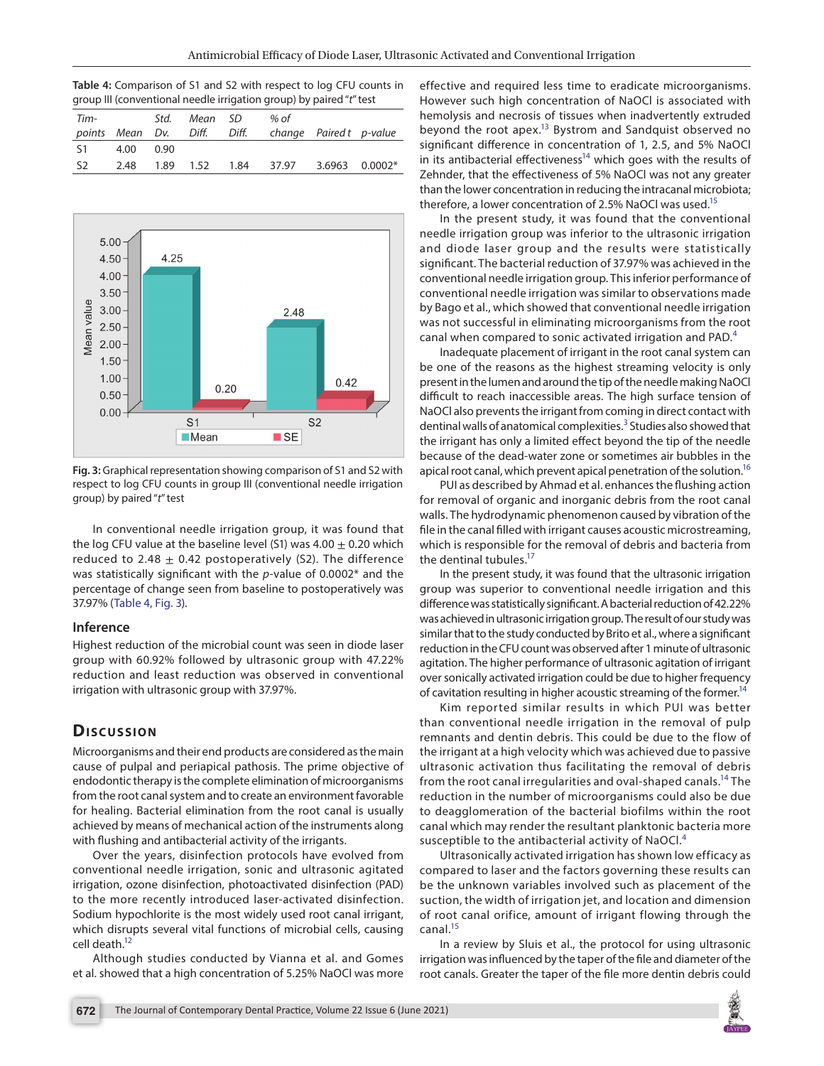**Table 4:** Comparison of S1 and S2 with respect to log CFU counts in group III (conventional needle irrigation group) by paired "*t*" test

| Tim-points | Mean | Std. Dv. | Mean Diff. | SD Diff. | % of change | Paired *t* | *p*-value |
|---|---|---|---|---|---|---|---|
| S1 | 4.00 | 0.90 | | | | | |
| S2 | 2.48 | 1.89 | 1.52 | 1.84 | 37.97 | 3.6963 | 0.0002* |

**Fig. 3:** Graphical representation showing comparison of S1 and S2 with respect to log CFU counts in group III (conventional needle irrigation group) by paired "*t*" test

In conventional needle irrigation group, it was found that the log CFU value at the baseline level (S1) was 4.00 ± 0.20 which reduced to 2.48 ± 0.42 postoperatively (S2). The difference was statistically significant with the *p*-value of 0.0002* and the percentage of change seen from baseline to postoperatively was 37.97% (Table 4, Fig. 3).

### Inference

Highest reduction of the microbial count was seen in diode laser group with 60.92% followed by ultrasonic group with 47.22% reduction and least reduction was observed in conventional irrigation with ultrasonic group with 37.97%.

## Discussion

Microorganisms and their end products are considered as the main cause of pulpal and periapical pathosis. The prime objective of endodontic therapy is the complete elimination of microorganisms from the root canal system and to create an environment favorable for healing. Bacterial elimination from the root canal is usually achieved by means of mechanical action of the instruments along with flushing and antibacterial activity of the irrigants.

Over the years, disinfection protocols have evolved from conventional needle irrigation, sonic and ultrasonic agitated irrigation, ozone disinfection, photoactivated disinfection (PAD) to the more recently introduced laser-activated disinfection. Sodium hypochlorite is the most widely used root canal irrigant, which disrupts several vital functions of microbial cells, causing cell death.[12]

Although studies conducted by Vianna et al. and Gomes et al. showed that a high concentration of 5.25% NaOCl was more effective and required less time to eradicate microorganisms. However such high concentration of NaOCl is associated with hemolysis and necrosis of tissues when inadvertently extruded beyond the root apex.[13] Bystrom and Sandquist observed no significant difference in concentration of 1, 2.5, and 5% NaOCl in its antibacterial effectiveness[14] which goes with the results of Zehnder, that the effectiveness of 5% NaOCl was not any greater than the lower concentration in reducing the intracanal microbiota; therefore, a lower concentration of 2.5% NaOCl was used.[15]

In the present study, it was found that the conventional needle irrigation group was inferior to the ultrasonic irrigation and diode laser group and the results were statistically significant. The bacterial reduction of 37.97% was achieved in the conventional needle irrigation group. This inferior performance of conventional needle irrigation was similar to observations made by Bago et al., which showed that conventional needle irrigation was not successful in eliminating microorganisms from the root canal when compared to sonic activated irrigation and PAD.[4]

Inadequate placement of irrigant in the root canal system can be one of the reasons as the highest streaming velocity is only present in the lumen and around the tip of the needle making NaOCl difficult to reach inaccessible areas. The high surface tension of NaOCl also prevents the irrigant from coming in direct contact with dentinal walls of anatomical complexities.[3] Studies also showed that the irrigant has only a limited effect beyond the tip of the needle because of the dead-water zone or sometimes air bubbles in the apical root canal, which prevent apical penetration of the solution.[16]

PUI as described by Ahmad et al. enhances the flushing action for removal of organic and inorganic debris from the root canal walls. The hydrodynamic phenomenon caused by vibration of the file in the canal filled with irrigant causes acoustic microstreaming, which is responsible for the removal of debris and bacteria from the dentinal tubules.[17]

In the present study, it was found that the ultrasonic irrigation group was superior to conventional needle irrigation and this difference was statistically significant. A bacterial reduction of 42.22% was achieved in ultrasonic irrigation group. The result of our study was similar that to the study conducted by Brito et al., where a significant reduction in the CFU count was observed after 1 minute of ultrasonic agitation. The higher performance of ultrasonic agitation of irrigant over sonically activated irrigation could be due to higher frequency of cavitation resulting in higher acoustic streaming of the former.[14]

Kim reported similar results in which PUI was better than conventional needle irrigation in the removal of pulp remnants and dentin debris. This could be due to the flow of the irrigant at a high velocity which was achieved due to passive ultrasonic activation thus facilitating the removal of debris from the root canal irregularities and oval-shaped canals.[14] The reduction in the number of microorganisms could also be due to deagglomeration of the bacterial biofilms within the root canal which may render the resultant planktonic bacteria more susceptible to the antibacterial activity of NaOCl.[4]

Ultrasonically activated irrigation has shown low efficacy as compared to laser and the factors governing these results can be the unknown variables involved such as placement of the suction, the width of irrigation jet, and location and dimension of root canal orifice, amount of irrigant flowing through the canal.[15]

In a review by Sluis et al., the protocol for using ultrasonic irrigation was influenced by the taper of the file and diameter of the root canals. Greater the taper of the file more dentin debris could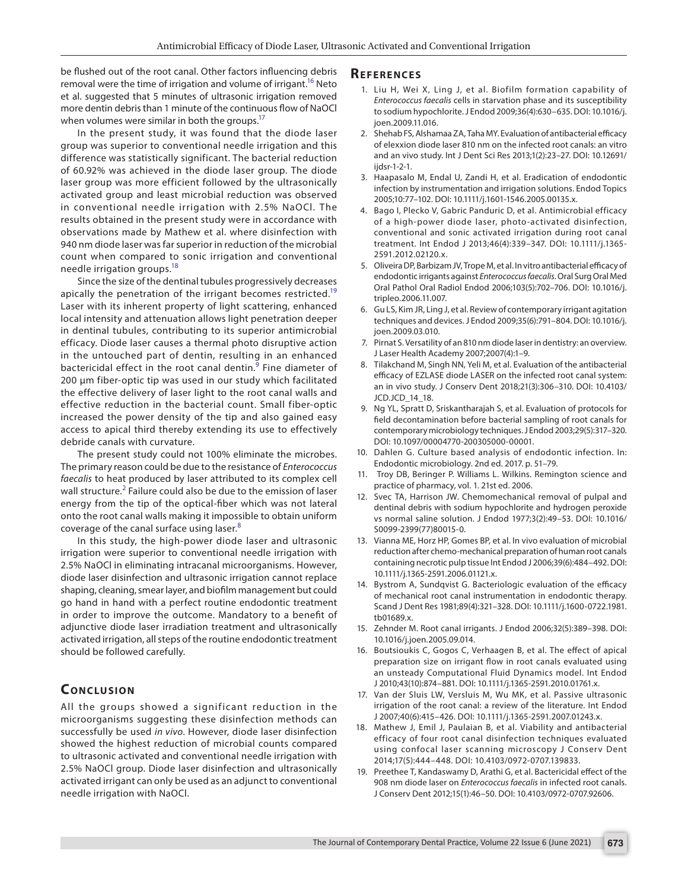be flushed out of the root canal. Other factors influencing debris removal were the time of irrigation and volume of irrigant.[16] Neto et al. suggested that 5 minutes of ultrasonic irrigation removed more dentin debris than 1 minute of the continuous flow of NaOCl when volumes were similar in both the groups.[17]

In the present study, it was found that the diode laser group was superior to conventional needle irrigation and this difference was statistically significant. The bacterial reduction of 60.92% was achieved in the diode laser group. The diode laser group was more efficient followed by the ultrasonically activated group and least microbial reduction was observed in conventional needle irrigation with 2.5% NaOCl. The results obtained in the present study were in accordance with observations made by Mathew et al. where disinfection with 940 nm diode laser was far superior in reduction of the microbial count when compared to sonic irrigation and conventional needle irrigation groups.[18]

Since the size of the dentinal tubules progressively decreases apically the penetration of the irrigant becomes restricted.[19] Laser with its inherent property of light scattering, enhanced local intensity and attenuation allows light penetration deeper in dentinal tubules, contributing to its superior antimicrobial efficacy. Diode laser causes a thermal photo disruptive action in the untouched part of dentin, resulting in an enhanced bactericidal effect in the root canal dentin.[9] Fine diameter of 200 µm fiber-optic tip was used in our study which facilitated the effective delivery of laser light to the root canal walls and effective reduction in the bacterial count. Small fiber-optic increased the power density of the tip and also gained easy access to apical third thereby extending its use to effectively debride canals with curvature.

The present study could not 100% eliminate the microbes. The primary reason could be due to the resistance of *Enterococcus faecalis* to heat produced by laser attributed to its complex cell wall structure.[2] Failure could also be due to the emission of laser energy from the tip of the optical-fiber which was not lateral onto the root canal walls making it impossible to obtain uniform coverage of the canal surface using laser.[8]

In this study, the high-power diode laser and ultrasonic irrigation were superior to conventional needle irrigation with 2.5% NaOCl in eliminating intracanal microorganisms. However, diode laser disinfection and ultrasonic irrigation cannot replace shaping, cleaning, smear layer, and biofilm management but could go hand in hand with a perfect routine endodontic treatment in order to improve the outcome. Mandatory to a benefit of adjunctive diode laser irradiation treatment and ultrasonically activated irrigation, all steps of the routine endodontic treatment should be followed carefully.

## Conclusion

All the groups showed a significant reduction in the microorganisms suggesting these disinfection methods can successfully be used *in vivo*. However, diode laser disinfection showed the highest reduction of microbial counts compared to ultrasonic activated and conventional needle irrigation with 2.5% NaOCl group. Diode laser disinfection and ultrasonically activated irrigant can only be used as an adjunct to conventional needle irrigation with NaOCl.

## References

1. Liu H, Wei X, Ling J, et al. Biofilm formation capability of *Enterococcus faecalis* cells in starvation phase and its susceptibility to sodium hypochlorite. J Endod 2009;36(4):630–635. DOI: 10.1016/j.joen.2009.11.016.
2. Shehab FS, Alshamaa ZA, Taha MY. Evaluation of antibacterial efficacy of elexxion diode laser 810 nm on the infected root canals: an vitro and an vivo study. Int J Dent Sci Res 2013;1(2):23–27. DOI: 10.12691/ijdsr-1-2-1.
3. Haapasalo M, Endal U, Zandi H, et al. Eradication of endodontic infection by instrumentation and irrigation solutions. Endod Topics 2005;10:77–102. DOI: 10.1111/j.1601-1546.2005.00135.x.
4. Bago I, Plecko V, Gabric Panduric D, et al. Antimicrobial efficacy of a high-power diode laser, photo-activated disinfection, conventional and sonic activated irrigation during root canal treatment. Int Endod J 2013;46(4):339–347. DOI: 10.1111/j.1365-2591.2012.02120.x.
5. Oliveira DP, Barbizam JV, Trope M, et al. In vitro antibacterial efficacy of endodontic irrigants against *Enterococcus faecalis*. Oral Surg Oral Med Oral Pathol Oral Radiol Endod 2006;103(5):702–706. DOI: 10.1016/j.tripleo.2006.11.007.
6. Gu LS, Kim JR, Ling J, et al. Review of contemporary irrigant agitation techniques and devices. J Endod 2009;35(6):791–804. DOI: 10.1016/j.joen.2009.03.010.
7. Pirnat S. Versatility of an 810 nm diode laser in dentistry: an overview. J Laser Health Academy 2007;2007(4):1–9.
8. Tilakchand M, Singh NN, Yeli M, et al. Evaluation of the antibacterial efficacy of EZLASE diode LASER on the infected root canal system: an in vivo study. J Conserv Dent 2018;21(3):306–310. DOI: 10.4103/JCD.JCD_14_18.
9. Ng YL, Spratt D, Sriskantharajah S, et al. Evaluation of protocols for field decontamination before bacterial sampling of root canals for contemporary microbiology techniques. J Endod 2003;29(5):317–320. DOI: 10.1097/00004770-200305000-00001.
10. Dahlen G. Culture based analysis of endodontic infection. In: Endodontic microbiology. 2nd ed. 2017. p. 51–79.
11. Troy DB, Beringer P. Williams L. Wilkins. Remington science and practice of pharmacy, vol. 1. 21st ed. 2006.
12. Svec TA, Harrison JW. Chemomechanical removal of pulpal and dentinal debris with sodium hypochlorite and hydrogen peroxide vs normal saline solution. J Endod 1977;3(2):49–53. DOI: 10.1016/S0099-2399(77)80015-0.
13. Vianna ME, Horz HP, Gomes BP, et al. In vivo evaluation of microbial reduction after chemo-mechanical preparation of human root canals containing necrotic pulp tissue Int Endod J 2006;39(6):484–492. DOI: 10.1111/j.1365-2591.2006.01121.x.
14. Bystrom A, Sundqvist G. Bacteriologic evaluation of the efficacy of mechanical root canal instrumentation in endodontic therapy. Scand J Dent Res 1981;89(4):321–328. DOI: 10.1111/j.1600-0722.1981.tb01689.x.
15. Zehnder M. Root canal irrigants. J Endod 2006;32(5):389–398. DOI: 10.1016/j.joen.2005.09.014.
16. Boutsioukis C, Gogos C, Verhaagen B, et al. The effect of apical preparation size on irrigant flow in root canals evaluated using an unsteady Computational Fluid Dynamics model. Int Endod J 2010;43(10):874–881. DOI: 10.1111/j.1365-2591.2010.01761.x.
17. Van der Sluis LW, Versluis M, Wu MK, et al. Passive ultrasonic irrigation of the root canal: a review of the literature. Int Endod J 2007;40(6):415–426. DOI: 10.1111/j.1365-2591.2007.01243.x.
18. Mathew J, Emil J, Paulaian B, et al. Viability and antibacterial efficacy of four root canal disinfection techniques evaluated using confocal laser scanning microscopy J Conserv Dent 2014;17(5):444–448. DOI: 10.4103/0972-0707.139833.
19. Preethee T, Kandaswamy D, Arathi G, et al. Bactericidal effect of the 908 nm diode laser on *Enterococcus faecalis* in infected root canals. J Conserv Dent 2012;15(1):46–50. DOI: 10.4103/0972-0707.92606.